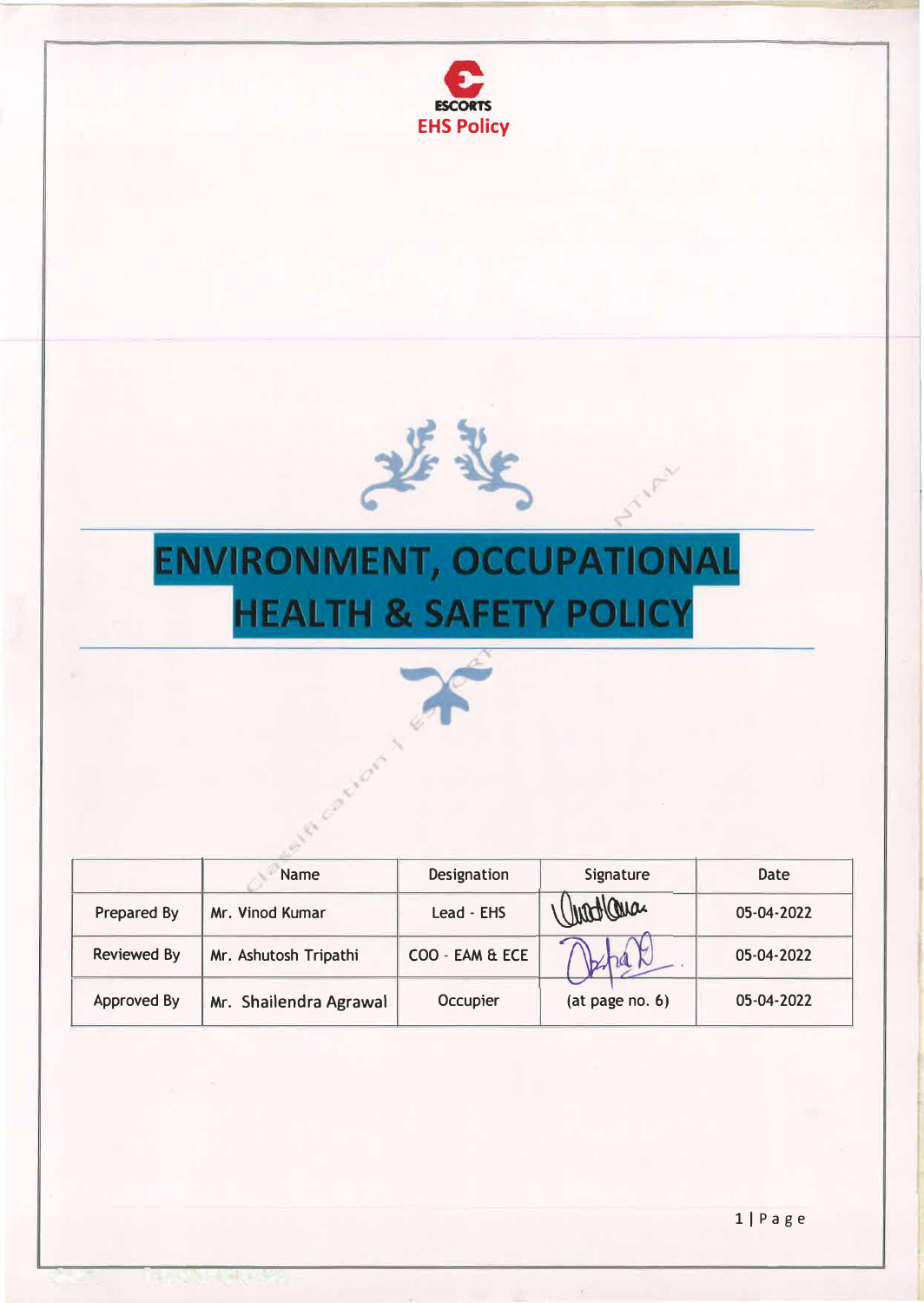ESCORTS
**EHS Policy**

# ENVIRONMENT, OCCUPATIONAL HEALTH & SAFETY POLICY

| | Name | Designation | Signature | Date |
|---|---|---|---|---|
| Prepared By | Mr. Vinod Kumar | Lead - EHS | | 05-04-2022 |
| Reviewed By | Mr. Ashutosh Tripathi | COO - EAM & ECE | | 05-04-2022 |
| Approved By | Mr. Shailendra Agrawal | Occupier | (at page no. 6) | 05-04-2022 |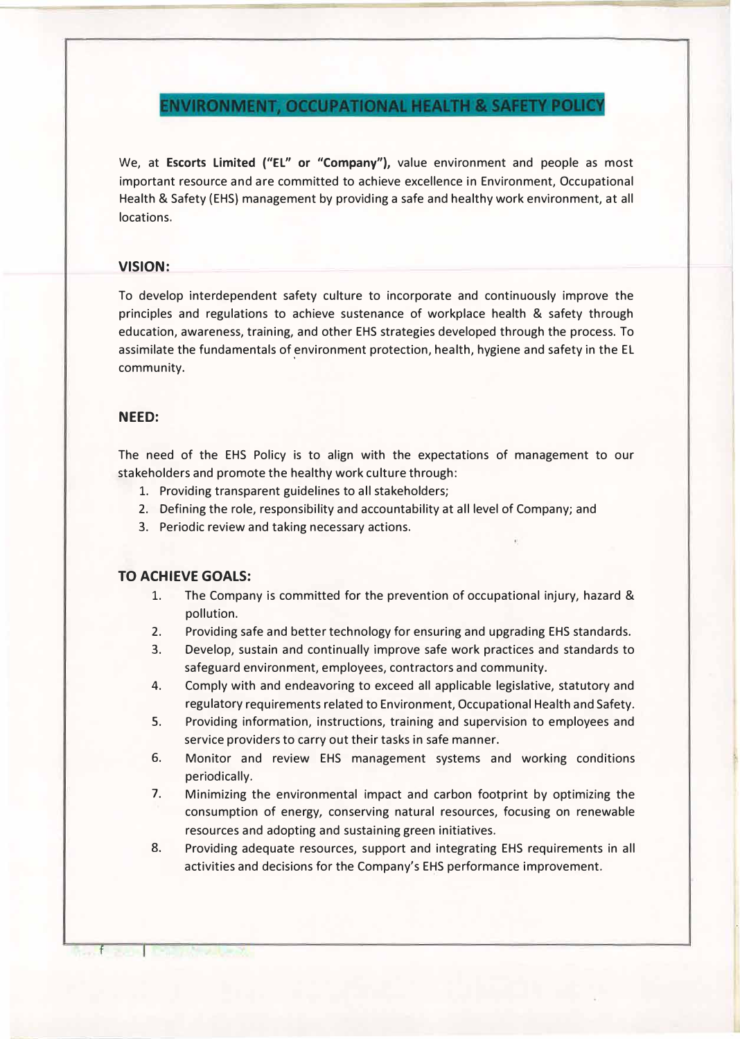# ENVIRONMENT, OCCUPATIONAL HEALTH & SAFETY POLICY

We, at **Escorts Limited ("EL" or "Company"),** value environment and people as most important resource and are committed to achieve excellence in Environment, Occupational Health & Safety (EHS) management by providing a safe and healthy work environment, at all locations.

## VISION:

To develop interdependent safety culture to incorporate and continuously improve the principles and regulations to achieve sustenance of workplace health & safety through education, awareness, training, and other EHS strategies developed through the process. To assimilate the fundamentals of environment protection, health, hygiene and safety in the EL community.

## NEED:

The need of the EHS Policy is to align with the expectations of management to our stakeholders and promote the healthy work culture through:

1. Providing transparent guidelines to all stakeholders;
2. Defining the role, responsibility and accountability at all level of Company; and
3. Periodic review and taking necessary actions.

## TO ACHIEVE GOALS:

1. The Company is committed for the prevention of occupational injury, hazard & pollution.
2. Providing safe and better technology for ensuring and upgrading EHS standards.
3. Develop, sustain and continually improve safe work practices and standards to safeguard environment, employees, contractors and community.
4. Comply with and endeavoring to exceed all applicable legislative, statutory and regulatory requirements related to Environment, Occupational Health and Safety.
5. Providing information, instructions, training and supervision to employees and service providers to carry out their tasks in safe manner.
6. Monitor and review EHS management systems and working conditions periodically.
7. Minimizing the environmental impact and carbon footprint by optimizing the consumption of energy, conserving natural resources, focusing on renewable resources and adopting and sustaining green initiatives.
8. Providing adequate resources, support and integrating EHS requirements in all activities and decisions for the Company's EHS performance improvement.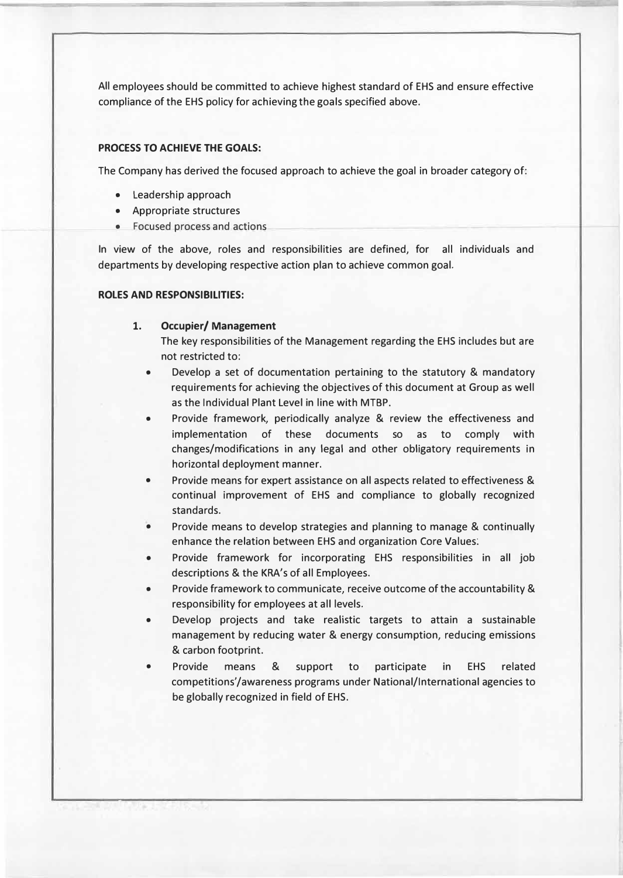All employees should be committed to achieve highest standard of EHS and ensure effective compliance of the EHS policy for achieving the goals specified above.

**PROCESS TO ACHIEVE THE GOALS:**

The Company has derived the focused approach to achieve the goal in broader category of:

- Leadership approach
- Appropriate structures
- Focused process and actions

In view of the above, roles and responsibilities are defined, for all individuals and departments by developing respective action plan to achieve common goal.

**ROLES AND RESPONSIBILITIES:**

1. **Occupier/ Management**

   The key responsibilities of the Management regarding the EHS includes but are not restricted to:

   - Develop a set of documentation pertaining to the statutory & mandatory requirements for achieving the objectives of this document at Group as well as the Individual Plant Level in line with MTBP.
   - Provide framework, periodically analyze & review the effectiveness and implementation of these documents so as to comply with changes/modifications in any legal and other obligatory requirements in horizontal deployment manner.
   - Provide means for expert assistance on all aspects related to effectiveness & continual improvement of EHS and compliance to globally recognized standards.
   - Provide means to develop strategies and planning to manage & continually enhance the relation between EHS and organization Core Values.
   - Provide framework for incorporating EHS responsibilities in all job descriptions & the KRA's of all Employees.
   - Provide framework to communicate, receive outcome of the accountability & responsibility for employees at all levels.
   - Develop projects and take realistic targets to attain a sustainable management by reducing water & energy consumption, reducing emissions & carbon footprint.
   - Provide means & support to participate in EHS related competitions'/awareness programs under National/International agencies to be globally recognized in field of EHS.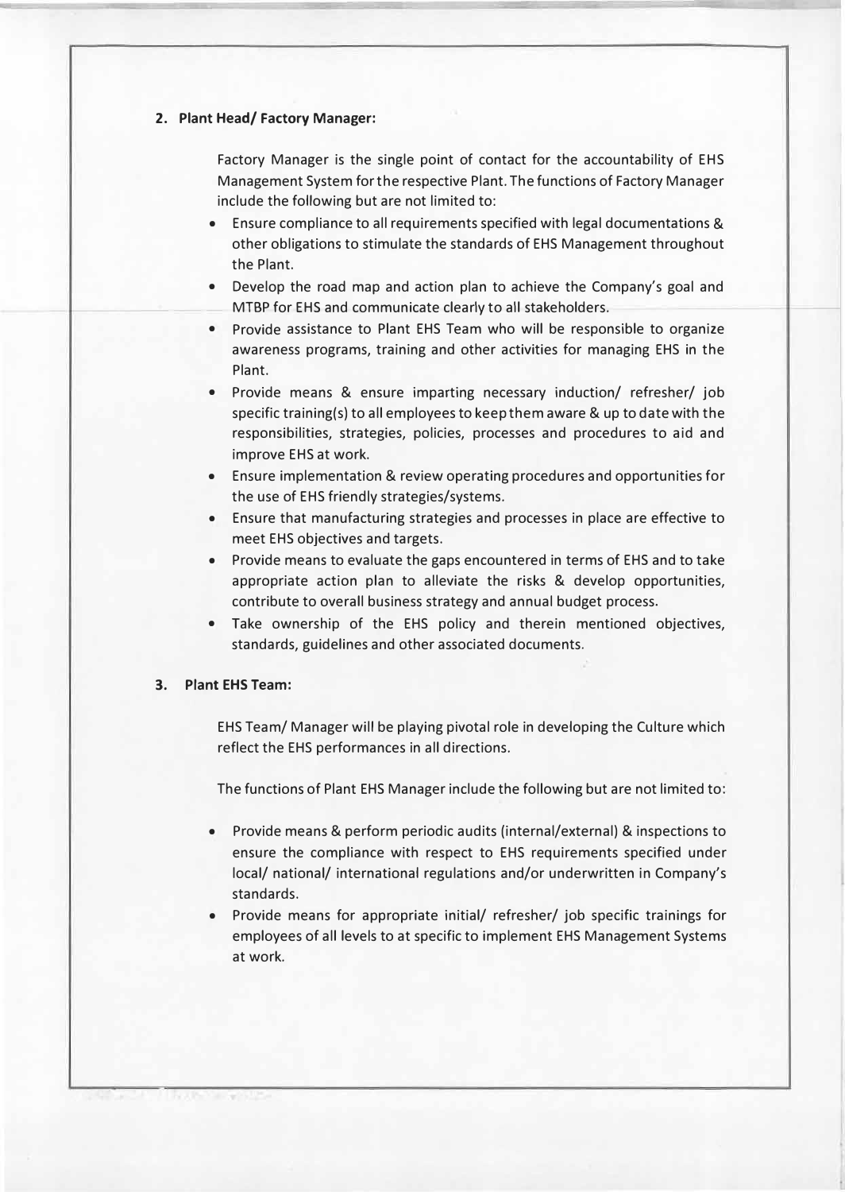**2. Plant Head/ Factory Manager:**

Factory Manager is the single point of contact for the accountability of EHS Management System for the respective Plant. The functions of Factory Manager include the following but are not limited to:

- Ensure compliance to all requirements specified with legal documentations & other obligations to stimulate the standards of EHS Management throughout the Plant.
- Develop the road map and action plan to achieve the Company's goal and MTBP for EHS and communicate clearly to all stakeholders.
- Provide assistance to Plant EHS Team who will be responsible to organize awareness programs, training and other activities for managing EHS in the Plant.
- Provide means & ensure imparting necessary induction/ refresher/ job specific training(s) to all employees to keep them aware & up to date with the responsibilities, strategies, policies, processes and procedures to aid and improve EHS at work.
- Ensure implementation & review operating procedures and opportunities for the use of EHS friendly strategies/systems.
- Ensure that manufacturing strategies and processes in place are effective to meet EHS objectives and targets.
- Provide means to evaluate the gaps encountered in terms of EHS and to take appropriate action plan to alleviate the risks & develop opportunities, contribute to overall business strategy and annual budget process.
- Take ownership of the EHS policy and therein mentioned objectives, standards, guidelines and other associated documents.

**3. Plant EHS Team:**

EHS Team/ Manager will be playing pivotal role in developing the Culture which reflect the EHS performances in all directions.

The functions of Plant EHS Manager include the following but are not limited to:

- Provide means & perform periodic audits (internal/external) & inspections to ensure the compliance with respect to EHS requirements specified under local/ national/ international regulations and/or underwritten in Company's standards.
- Provide means for appropriate initial/ refresher/ job specific trainings for employees of all levels to at specific to implement EHS Management Systems at work.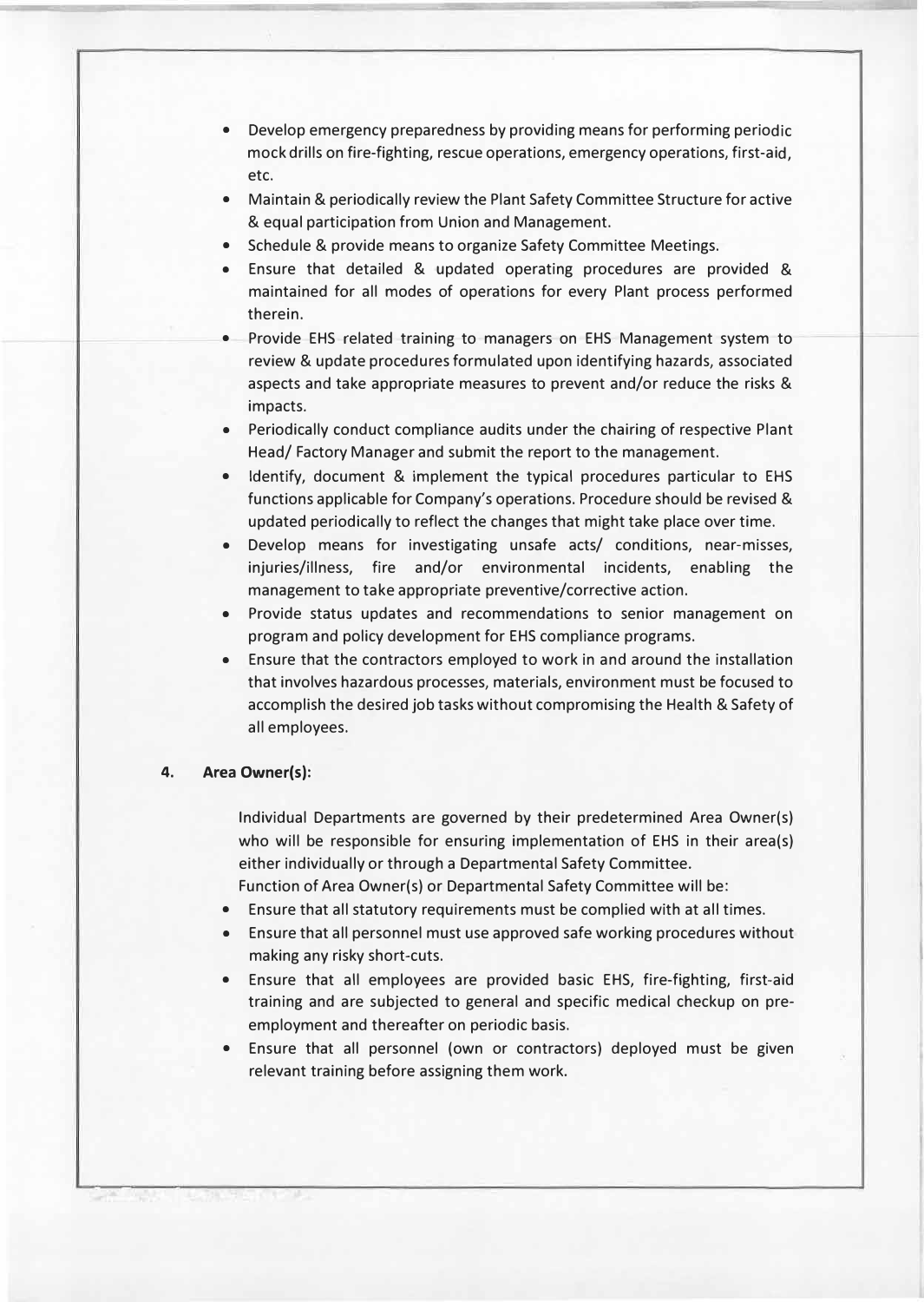- Develop emergency preparedness by providing means for performing periodic mock drills on fire-fighting, rescue operations, emergency operations, first-aid, etc.
- Maintain & periodically review the Plant Safety Committee Structure for active & equal participation from Union and Management.
- Schedule & provide means to organize Safety Committee Meetings.
- Ensure that detailed & updated operating procedures are provided & maintained for all modes of operations for every Plant process performed therein.
- Provide EHS related training to managers on EHS Management system to review & update procedures formulated upon identifying hazards, associated aspects and take appropriate measures to prevent and/or reduce the risks & impacts.
- Periodically conduct compliance audits under the chairing of respective Plant Head/ Factory Manager and submit the report to the management.
- Identify, document & implement the typical procedures particular to EHS functions applicable for Company's operations. Procedure should be revised & updated periodically to reflect the changes that might take place over time.
- Develop means for investigating unsafe acts/ conditions, near-misses, injuries/illness, fire and/or environmental incidents, enabling the management to take appropriate preventive/corrective action.
- Provide status updates and recommendations to senior management on program and policy development for EHS compliance programs.
- Ensure that the contractors employed to work in and around the installation that involves hazardous processes, materials, environment must be focused to accomplish the desired job tasks without compromising the Health & Safety of all employees.

**4. Area Owner(s):**

Individual Departments are governed by their predetermined Area Owner(s) who will be responsible for ensuring implementation of EHS in their area(s) either individually or through a Departmental Safety Committee.

Function of Area Owner(s) or Departmental Safety Committee will be:

- Ensure that all statutory requirements must be complied with at all times.
- Ensure that all personnel must use approved safe working procedures without making any risky short-cuts.
- Ensure that all employees are provided basic EHS, fire-fighting, first-aid training and are subjected to general and specific medical checkup on pre-employment and thereafter on periodic basis.
- Ensure that all personnel (own or contractors) deployed must be given relevant training before assigning them work.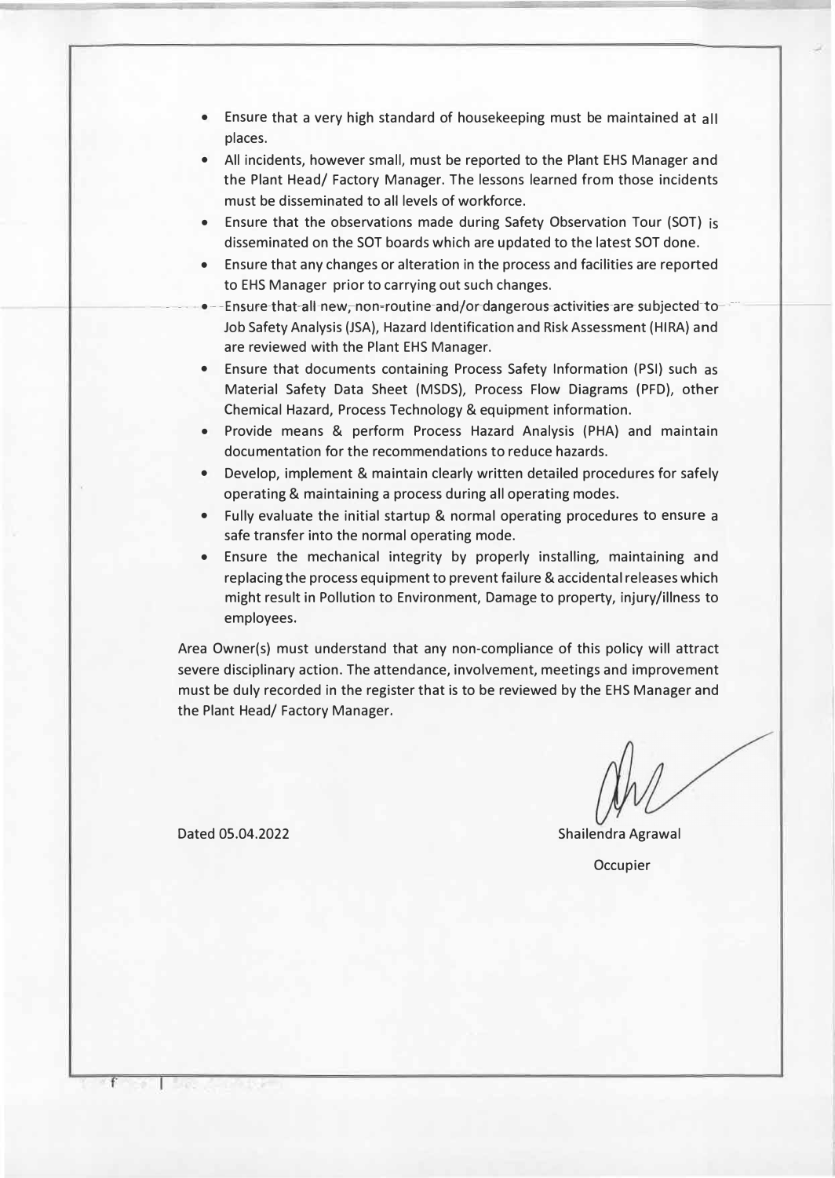- Ensure that a very high standard of housekeeping must be maintained at all places.
- All incidents, however small, must be reported to the Plant EHS Manager and the Plant Head/ Factory Manager. The lessons learned from those incidents must be disseminated to all levels of workforce.
- Ensure that the observations made during Safety Observation Tour (SOT) is disseminated on the SOT boards which are updated to the latest SOT done.
- Ensure that any changes or alteration in the process and facilities are reported to EHS Manager prior to carrying out such changes.
- Ensure that all new, non-routine and/or dangerous activities are subjected to Job Safety Analysis (JSA), Hazard Identification and Risk Assessment (HIRA) and are reviewed with the Plant EHS Manager.
- Ensure that documents containing Process Safety Information (PSI) such as Material Safety Data Sheet (MSDS), Process Flow Diagrams (PFD), other Chemical Hazard, Process Technology & equipment information.
- Provide means & perform Process Hazard Analysis (PHA) and maintain documentation for the recommendations to reduce hazards.
- Develop, implement & maintain clearly written detailed procedures for safely operating & maintaining a process during all operating modes.
- Fully evaluate the initial startup & normal operating procedures to ensure a safe transfer into the normal operating mode.
- Ensure the mechanical integrity by properly installing, maintaining and replacing the process equipment to prevent failure & accidental releases which might result in Pollution to Environment, Damage to property, injury/illness to employees.

Area Owner(s) must understand that any non-compliance of this policy will attract severe disciplinary action. The attendance, involvement, meetings and improvement must be duly recorded in the register that is to be reviewed by the EHS Manager and the Plant Head/ Factory Manager.

Dated 05.04.2022

Shailendra Agrawal

Occupier